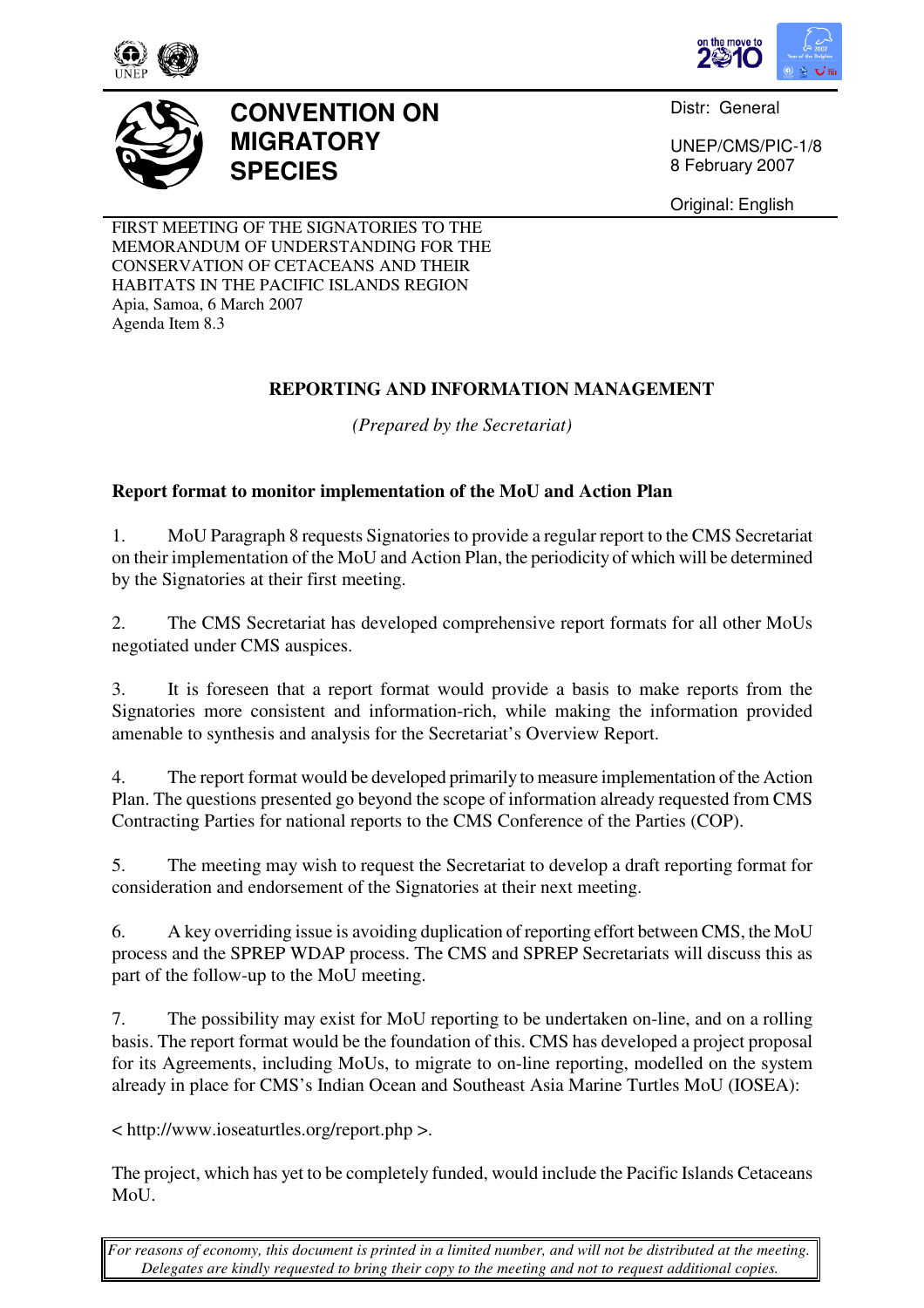# CONVENTION ON MIGRATORY SPECIES

Distr: General

UNEP/CMS/PIC-1/8
8 February 2007

Original: English

FIRST MEETING OF THE SIGNATORIES TO THE MEMORANDUM OF UNDERSTANDING FOR THE CONSERVATION OF CETACEANS AND THEIR HABITATS IN THE PACIFIC ISLANDS REGION
Apia, Samoa, 6 March 2007
Agenda Item 8.3

## REPORTING AND INFORMATION MANAGEMENT

*(Prepared by the Secretariat)*

### Report format to monitor implementation of the MoU and Action Plan

1. MoU Paragraph 8 requests Signatories to provide a regular report to the CMS Secretariat on their implementation of the MoU and Action Plan, the periodicity of which will be determined by the Signatories at their first meeting.

2. The CMS Secretariat has developed comprehensive report formats for all other MoUs negotiated under CMS auspices.

3. It is foreseen that a report format would provide a basis to make reports from the Signatories more consistent and information-rich, while making the information provided amenable to synthesis and analysis for the Secretariat's Overview Report.

4. The report format would be developed primarily to measure implementation of the Action Plan. The questions presented go beyond the scope of information already requested from CMS Contracting Parties for national reports to the CMS Conference of the Parties (COP).

5. The meeting may wish to request the Secretariat to develop a draft reporting format for consideration and endorsement of the Signatories at their next meeting.

6. A key overriding issue is avoiding duplication of reporting effort between CMS, the MoU process and the SPREP WDAP process. The CMS and SPREP Secretariats will discuss this as part of the follow-up to the MoU meeting.

7. The possibility may exist for MoU reporting to be undertaken on-line, and on a rolling basis. The report format would be the foundation of this. CMS has developed a project proposal for its Agreements, including MoUs, to migrate to on-line reporting, modelled on the system already in place for CMS's Indian Ocean and Southeast Asia Marine Turtles MoU (IOSEA):

< http://www.ioseaturtles.org/report.php >.

The project, which has yet to be completely funded, would include the Pacific Islands Cetaceans MoU.

*For reasons of economy, this document is printed in a limited number, and will not be distributed at the meeting. Delegates are kindly requested to bring their copy to the meeting and not to request additional copies.*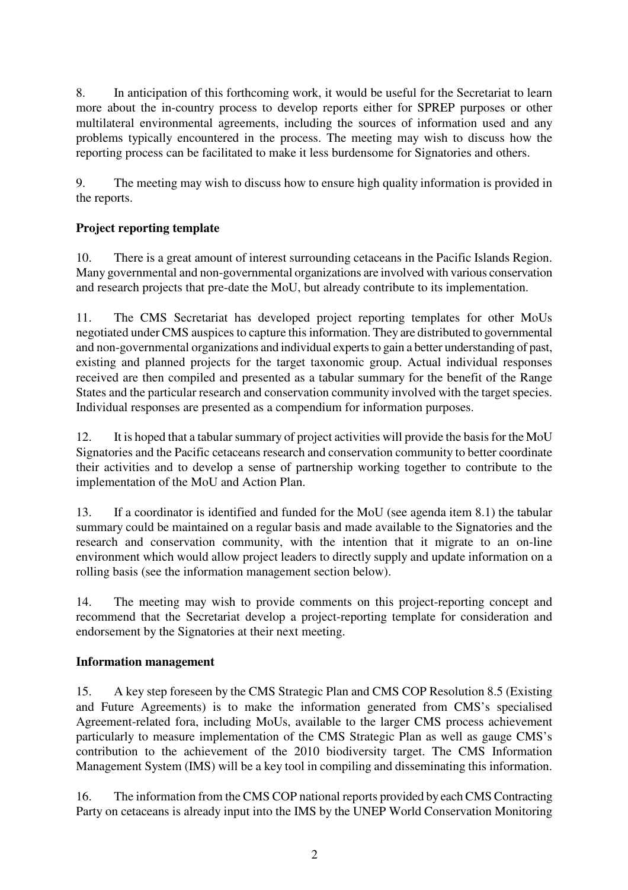8. In anticipation of this forthcoming work, it would be useful for the Secretariat to learn more about the in-country process to develop reports either for SPREP purposes or other multilateral environmental agreements, including the sources of information used and any problems typically encountered in the process. The meeting may wish to discuss how the reporting process can be facilitated to make it less burdensome for Signatories and others.

9. The meeting may wish to discuss how to ensure high quality information is provided in the reports.

**Project reporting template**

10. There is a great amount of interest surrounding cetaceans in the Pacific Islands Region. Many governmental and non-governmental organizations are involved with various conservation and research projects that pre-date the MoU, but already contribute to its implementation.

11. The CMS Secretariat has developed project reporting templates for other MoUs negotiated under CMS auspices to capture this information. They are distributed to governmental and non-governmental organizations and individual experts to gain a better understanding of past, existing and planned projects for the target taxonomic group. Actual individual responses received are then compiled and presented as a tabular summary for the benefit of the Range States and the particular research and conservation community involved with the target species. Individual responses are presented as a compendium for information purposes.

12. It is hoped that a tabular summary of project activities will provide the basis for the MoU Signatories and the Pacific cetaceans research and conservation community to better coordinate their activities and to develop a sense of partnership working together to contribute to the implementation of the MoU and Action Plan.

13. If a coordinator is identified and funded for the MoU (see agenda item 8.1) the tabular summary could be maintained on a regular basis and made available to the Signatories and the research and conservation community, with the intention that it migrate to an on-line environment which would allow project leaders to directly supply and update information on a rolling basis (see the information management section below).

14. The meeting may wish to provide comments on this project-reporting concept and recommend that the Secretariat develop a project-reporting template for consideration and endorsement by the Signatories at their next meeting.

**Information management**

15. A key step foreseen by the CMS Strategic Plan and CMS COP Resolution 8.5 (Existing and Future Agreements) is to make the information generated from CMS's specialised Agreement-related fora, including MoUs, available to the larger CMS process achievement particularly to measure implementation of the CMS Strategic Plan as well as gauge CMS's contribution to the achievement of the 2010 biodiversity target. The CMS Information Management System (IMS) will be a key tool in compiling and disseminating this information.

16. The information from the CMS COP national reports provided by each CMS Contracting Party on cetaceans is already input into the IMS by the UNEP World Conservation Monitoring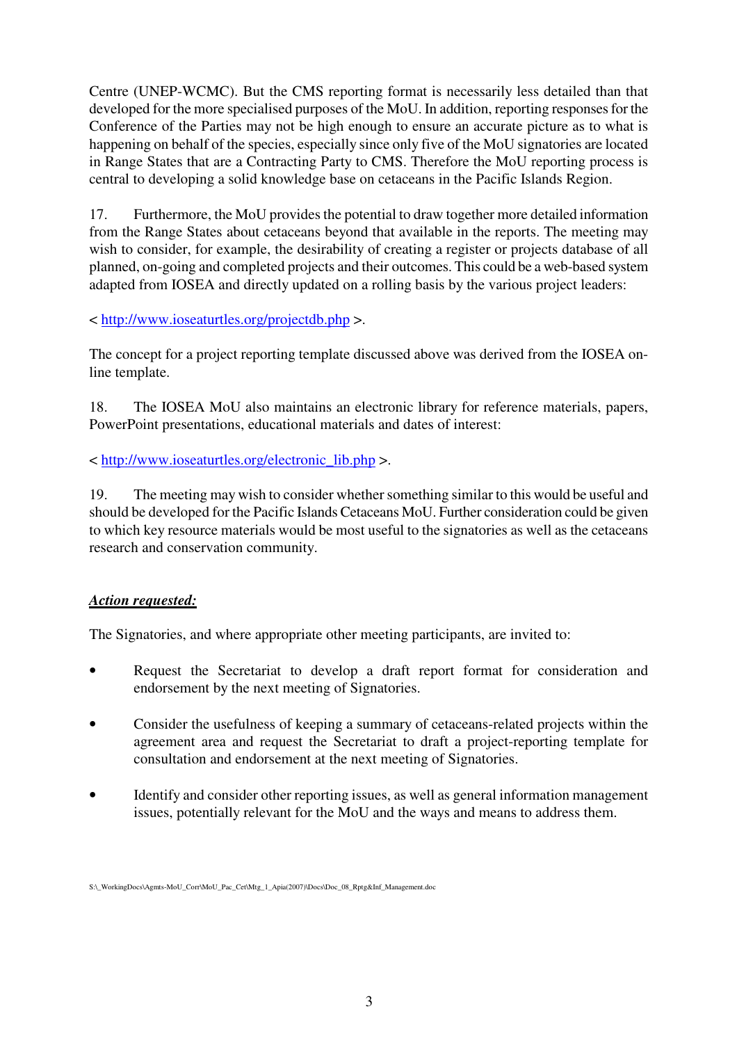Centre (UNEP-WCMC). But the CMS reporting format is necessarily less detailed than that developed for the more specialised purposes of the MoU. In addition, reporting responses for the Conference of the Parties may not be high enough to ensure an accurate picture as to what is happening on behalf of the species, especially since only five of the MoU signatories are located in Range States that are a Contracting Party to CMS. Therefore the MoU reporting process is central to developing a solid knowledge base on cetaceans in the Pacific Islands Region.

17. Furthermore, the MoU provides the potential to draw together more detailed information from the Range States about cetaceans beyond that available in the reports. The meeting may wish to consider, for example, the desirability of creating a register or projects database of all planned, on-going and completed projects and their outcomes. This could be a web-based system adapted from IOSEA and directly updated on a rolling basis by the various project leaders:

< http://www.ioseaturtles.org/projectdb.php >.

The concept for a project reporting template discussed above was derived from the IOSEA on-line template.

18. The IOSEA MoU also maintains an electronic library for reference materials, papers, PowerPoint presentations, educational materials and dates of interest:

< http://www.ioseaturtles.org/electronic_lib.php >.

19. The meeting may wish to consider whether something similar to this would be useful and should be developed for the Pacific Islands Cetaceans MoU. Further consideration could be given to which key resource materials would be most useful to the signatories as well as the cetaceans research and conservation community.

***Action requested:***

The Signatories, and where appropriate other meeting participants, are invited to:

- Request the Secretariat to develop a draft report format for consideration and endorsement by the next meeting of Signatories.
- Consider the usefulness of keeping a summary of cetaceans-related projects within the agreement area and request the Secretariat to draft a project-reporting template for consultation and endorsement at the next meeting of Signatories.
- Identify and consider other reporting issues, as well as general information management issues, potentially relevant for the MoU and the ways and means to address them.

S:\_WorkingDocs\Agmts-MoU_Corr\MoU_Pac_Cet\Mtg_1_Apia(2007)\Docs\Doc_08_Rptg&Inf_Management.doc